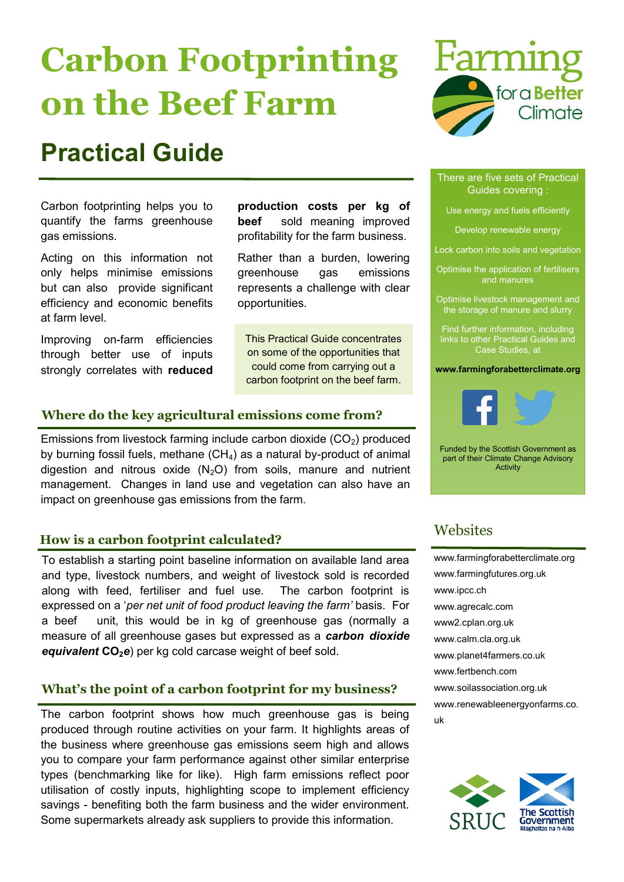# Carbon Footprinting on the Beef Farm

## Practical Guide

Carbon footprinting helps you to quantify the farms greenhouse gas emissions.

Acting on this information not only helps minimise emissions but can also provide significant efficiency and economic benefits at farm level.

Improving on-farm efficiencies through better use of inputs strongly correlates with **reduced production costs per kg of beef** sold meaning improved profitability for the farm business.

Rather than a burden, lowering greenhouse gas emissions represents a challenge with clear opportunities.

This Practical Guide concentrates on some of the opportunities that could come from carrying out a carbon footprint on the beef farm.

### Where do the key agricultural emissions come from?

Emissions from livestock farming include carbon dioxide ($CO_2$) produced by burning fossil fuels, methane ($CH_4$) as a natural by-product of animal digestion and nitrous oxide ($N_2O$) from soils, manure and nutrient management. Changes in land use and vegetation can also have an impact on greenhouse gas emissions from the farm.

### How is a carbon footprint calculated?

To establish a starting point baseline information on available land area and type, livestock numbers, and weight of livestock sold is recorded along with feed, fertiliser and fuel use. The carbon footprint is expressed on a '*per net unit of food product leaving the farm'* basis. For a beef unit, this would be in kg of greenhouse gas (normally a measure of all greenhouse gases but expressed as a ***carbon dioxide equivalent*** $\boldsymbol{CO_2e}$) per kg cold carcase weight of beef sold.

### What's the point of a carbon footprint for my business?

The carbon footprint shows how much greenhouse gas is being produced through routine activities on your farm. It highlights areas of the business where greenhouse gas emissions seem high and allows you to compare your farm performance against other similar enterprise types (benchmarking like for like). High farm emissions reflect poor utilisation of costly inputs, highlighting scope to implement efficiency savings - benefiting both the farm business and the wider environment. Some supermarkets already ask suppliers to provide this information.

---

There are five sets of Practical Guides covering :

- Use energy and fuels efficiently
- Develop renewable energy
- Lock carbon into soils and vegetation
- Optimise the application of fertilisers and manures
- Optimise livestock management and the storage of manure and slurry

Find further information, including links to other Practical Guides and Case Studies, at

**www.farmingforabetterclimate.org**

Funded by the Scottish Government as part of their Climate Change Advisory Activity

### Websites

- www.farmingforabetterclimate.org
- www.farmingfutures.org.uk
- www.ipcc.ch
- www.agrecalc.com
- www2.cplan.org.uk
- www.calm.cla.org.uk
- www.planet4farmers.co.uk
- www.fertbench.com
- www.soilassociation.org.uk
- www.renewableenergyonfarms.co.uk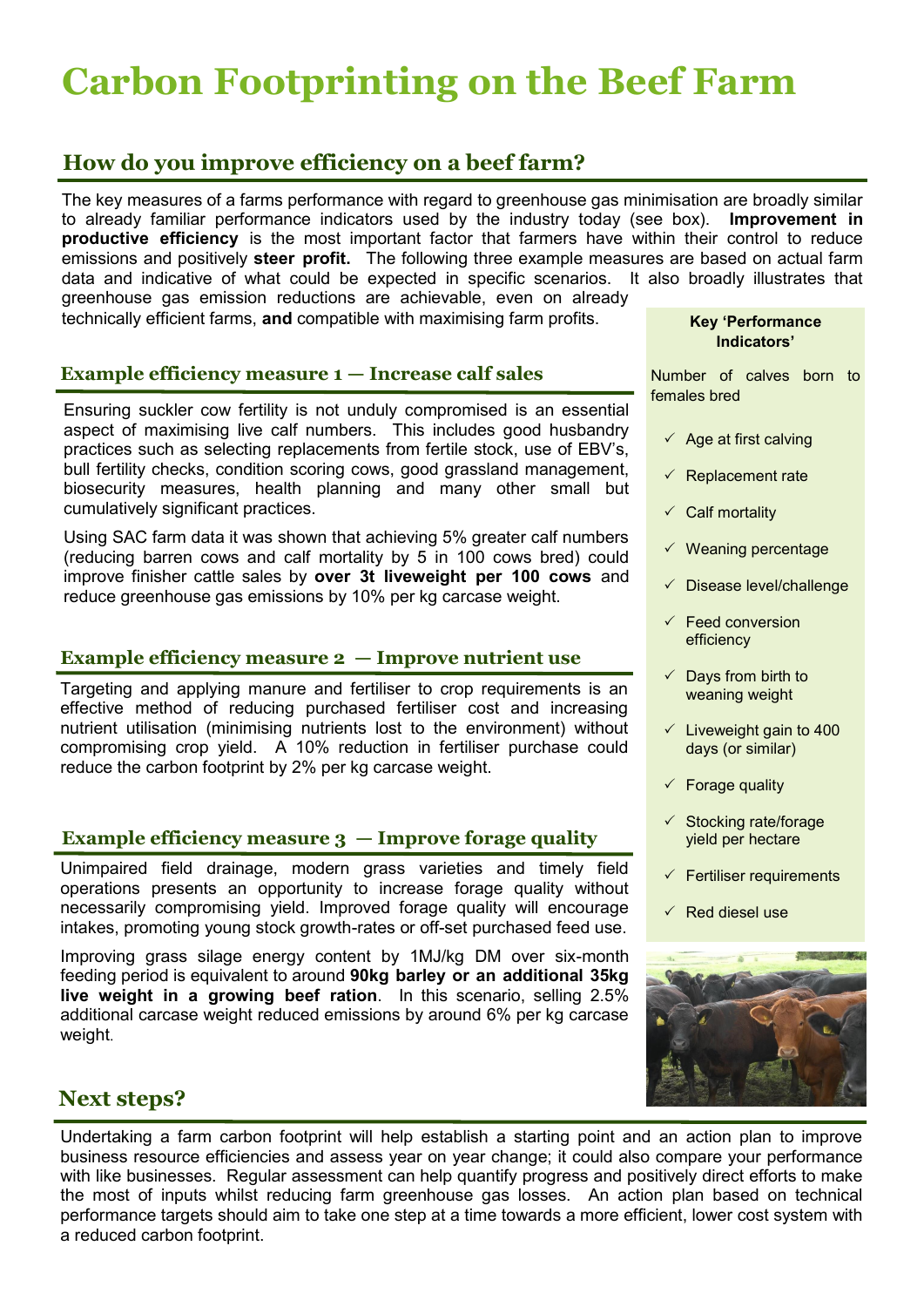# Carbon Footprinting on the Beef Farm

## How do you improve efficiency on a beef farm?

The key measures of a farms performance with regard to greenhouse gas minimisation are broadly similar to already familiar performance indicators used by the industry today (see box). **Improvement in productive efficiency** is the most important factor that farmers have within their control to reduce emissions and positively **steer profit.** The following three example measures are based on actual farm data and indicative of what could be expected in specific scenarios. It also broadly illustrates that greenhouse gas emission reductions are achievable, even on already technically efficient farms, **and** compatible with maximising farm profits.

### Example efficiency measure 1 — Increase calf sales

Ensuring suckler cow fertility is not unduly compromised is an essential aspect of maximising live calf numbers. This includes good husbandry practices such as selecting replacements from fertile stock, use of EBV's, bull fertility checks, condition scoring cows, good grassland management, biosecurity measures, health planning and many other small but cumulatively significant practices.

Using SAC farm data it was shown that achieving 5% greater calf numbers (reducing barren cows and calf mortality by 5 in 100 cows bred) could improve finisher cattle sales by **over 3t liveweight per 100 cows** and reduce greenhouse gas emissions by 10% per kg carcase weight.

### Example efficiency measure 2 — Improve nutrient use

Targeting and applying manure and fertiliser to crop requirements is an effective method of reducing purchased fertiliser cost and increasing nutrient utilisation (minimising nutrients lost to the environment) without compromising crop yield. A 10% reduction in fertiliser purchase could reduce the carbon footprint by 2% per kg carcase weight.

### Example efficiency measure 3 — Improve forage quality

Unimpaired field drainage, modern grass varieties and timely field operations presents an opportunity to increase forage quality without necessarily compromising yield. Improved forage quality will encourage intakes, promoting young stock growth-rates or off-set purchased feed use.

Improving grass silage energy content by 1MJ/kg DM over six-month feeding period is equivalent to around **90kg barley or an additional 35kg live weight in a growing beef ration**. In this scenario, selling 2.5% additional carcase weight reduced emissions by around 6% per kg carcase weight.

**Key 'Performance Indicators'**

Number of calves born to females bred

- ✓ Age at first calving
- ✓ Replacement rate
- ✓ Calf mortality
- ✓ Weaning percentage
- ✓ Disease level/challenge
- ✓ Feed conversion efficiency
- ✓ Days from birth to weaning weight
- ✓ Liveweight gain to 400 days (or similar)
- ✓ Forage quality
- ✓ Stocking rate/forage yield per hectare
- ✓ Fertiliser requirements
- ✓ Red diesel use

## Next steps?

Undertaking a farm carbon footprint will help establish a starting point and an action plan to improve business resource efficiencies and assess year on year change; it could also compare your performance with like businesses. Regular assessment can help quantify progress and positively direct efforts to make the most of inputs whilst reducing farm greenhouse gas losses. An action plan based on technical performance targets should aim to take one step at a time towards a more efficient, lower cost system with a reduced carbon footprint.